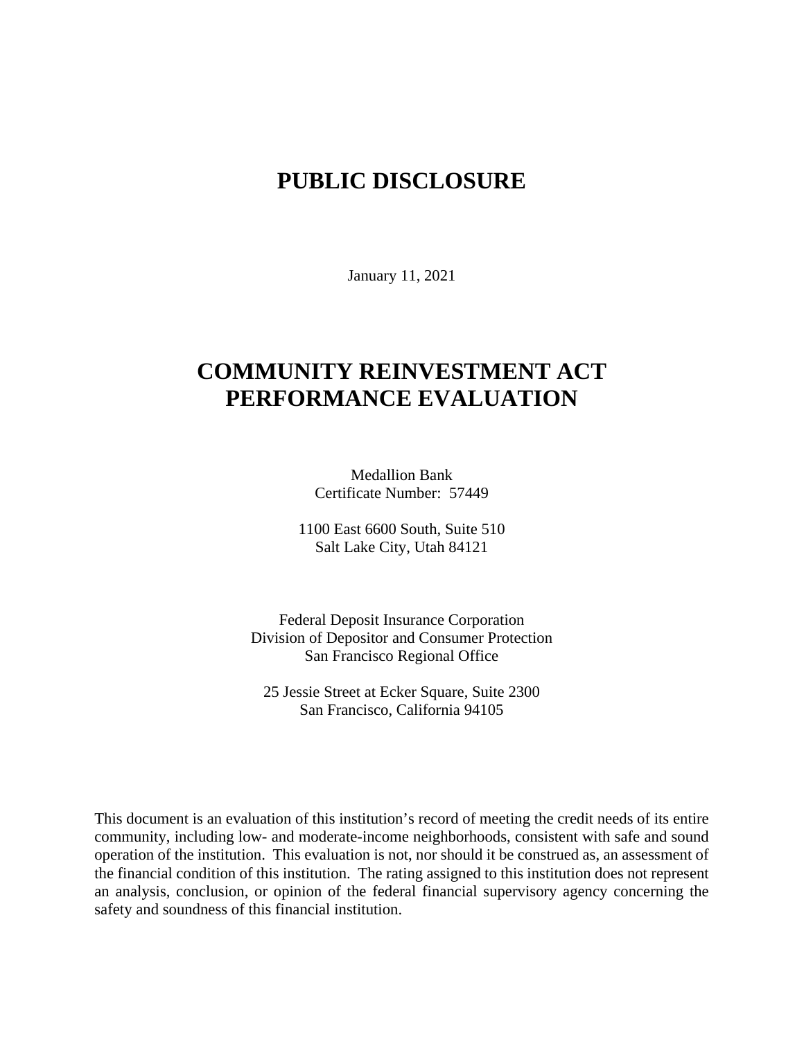# PUBLIC DISCLOSURE

January 11, 2021

# COMMUNITY REINVESTMENT ACT PERFORMANCE EVALUATION

Medallion Bank
Certificate Number: 57449

1100 East 6600 South, Suite 510
Salt Lake City, Utah 84121

Federal Deposit Insurance Corporation
Division of Depositor and Consumer Protection
San Francisco Regional Office

25 Jessie Street at Ecker Square, Suite 2300
San Francisco, California 94105

This document is an evaluation of this institution's record of meeting the credit needs of its entire community, including low- and moderate-income neighborhoods, consistent with safe and sound operation of the institution. This evaluation is not, nor should it be construed as, an assessment of the financial condition of this institution. The rating assigned to this institution does not represent an analysis, conclusion, or opinion of the federal financial supervisory agency concerning the safety and soundness of this financial institution.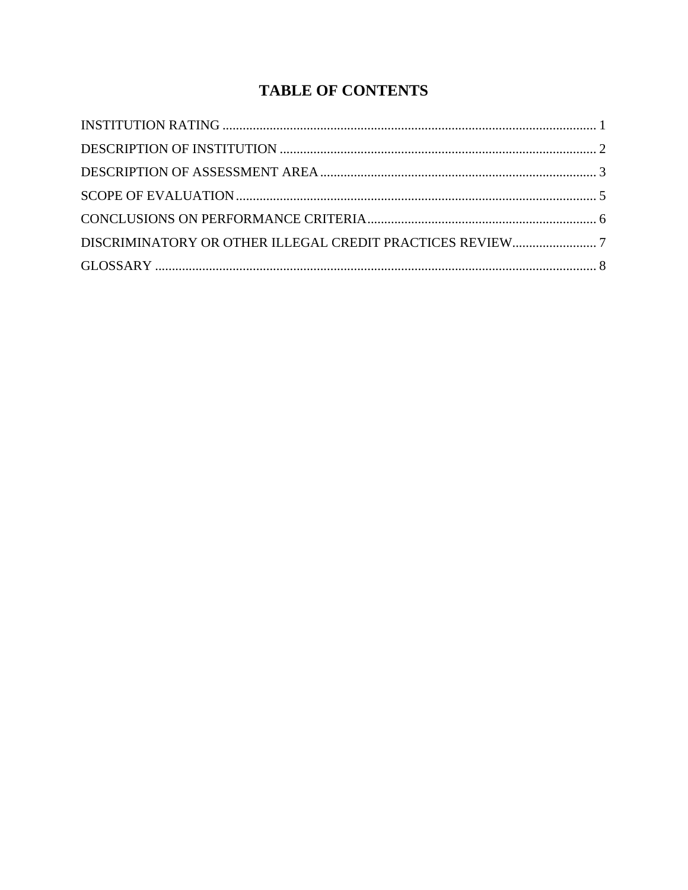# TABLE OF CONTENTS

INSTITUTION RATING ............................................................................................................... 1

DESCRIPTION OF INSTITUTION .............................................................................................. 2

DESCRIPTION OF ASSESSMENT AREA .................................................................................. 3

SCOPE OF EVALUATION ........................................................................................................... 5

CONCLUSIONS ON PERFORMANCE CRITERIA .................................................................... 6

DISCRIMINATORY OR OTHER ILLEGAL CREDIT PRACTICES REVIEW ......................... 7

GLOSSARY ................................................................................................................................... 8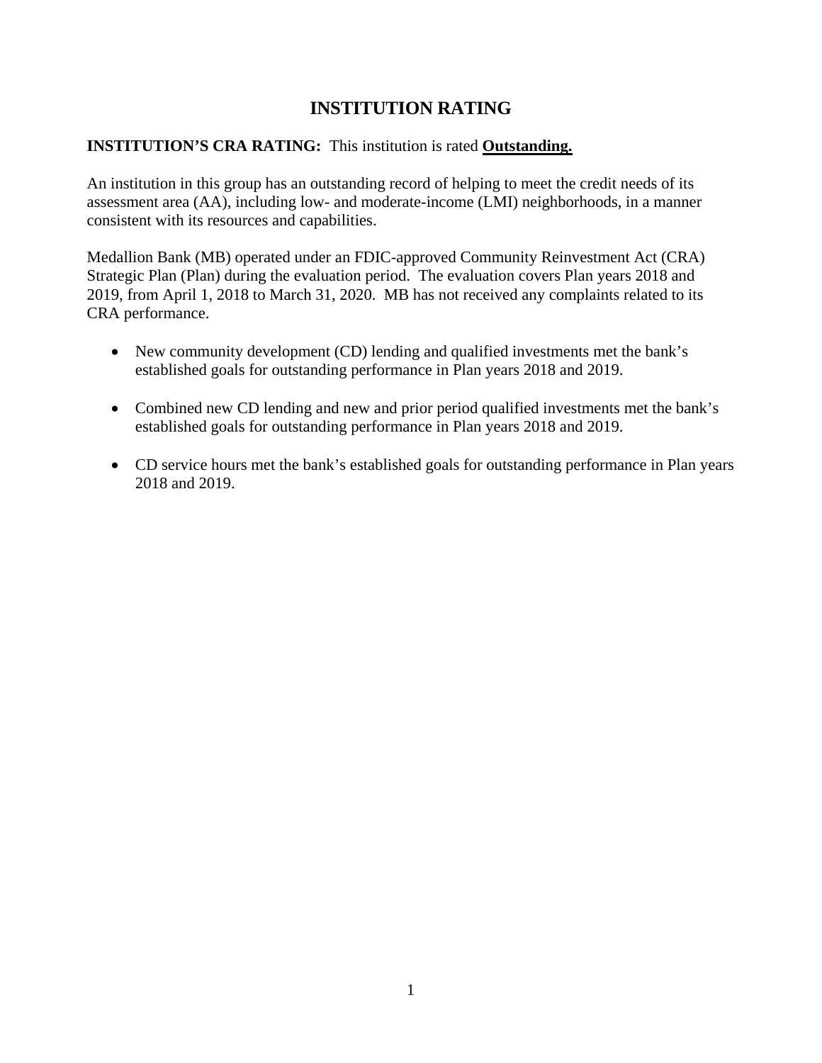# INSTITUTION RATING

**INSTITUTION'S CRA RATING:** This institution is rated **Outstanding.**

An institution in this group has an outstanding record of helping to meet the credit needs of its assessment area (AA), including low- and moderate-income (LMI) neighborhoods, in a manner consistent with its resources and capabilities.

Medallion Bank (MB) operated under an FDIC-approved Community Reinvestment Act (CRA) Strategic Plan (Plan) during the evaluation period. The evaluation covers Plan years 2018 and 2019, from April 1, 2018 to March 31, 2020. MB has not received any complaints related to its CRA performance.

- New community development (CD) lending and qualified investments met the bank's established goals for outstanding performance in Plan years 2018 and 2019.
- Combined new CD lending and new and prior period qualified investments met the bank's established goals for outstanding performance in Plan years 2018 and 2019.
- CD service hours met the bank's established goals for outstanding performance in Plan years 2018 and 2019.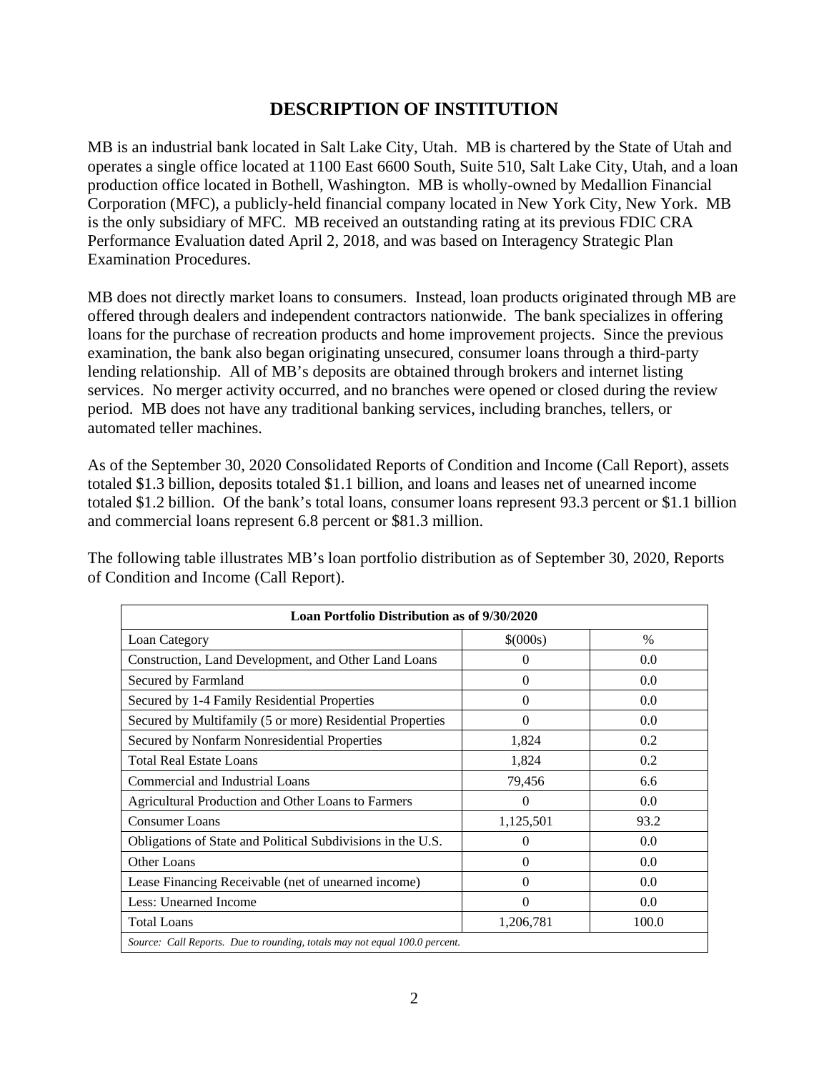# DESCRIPTION OF INSTITUTION

MB is an industrial bank located in Salt Lake City, Utah. MB is chartered by the State of Utah and operates a single office located at 1100 East 6600 South, Suite 510, Salt Lake City, Utah, and a loan production office located in Bothell, Washington. MB is wholly-owned by Medallion Financial Corporation (MFC), a publicly-held financial company located in New York City, New York. MB is the only subsidiary of MFC. MB received an outstanding rating at its previous FDIC CRA Performance Evaluation dated April 2, 2018, and was based on Interagency Strategic Plan Examination Procedures.

MB does not directly market loans to consumers. Instead, loan products originated through MB are offered through dealers and independent contractors nationwide. The bank specializes in offering loans for the purchase of recreation products and home improvement projects. Since the previous examination, the bank also began originating unsecured, consumer loans through a third-party lending relationship. All of MB's deposits are obtained through brokers and internet listing services. No merger activity occurred, and no branches were opened or closed during the review period. MB does not have any traditional banking services, including branches, tellers, or automated teller machines.

As of the September 30, 2020 Consolidated Reports of Condition and Income (Call Report), assets totaled $1.3 billion, deposits totaled $1.1 billion, and loans and leases net of unearned income totaled $1.2 billion. Of the bank's total loans, consumer loans represent 93.3 percent or $1.1 billion and commercial loans represent 6.8 percent or $81.3 million.

The following table illustrates MB's loan portfolio distribution as of September 30, 2020, Reports of Condition and Income (Call Report).

| **Loan Portfolio Distribution as of 9/30/2020** | | |
|---|---|---|
| Loan Category | $(000s) | % |
| Construction, Land Development, and Other Land Loans | 0 | 0.0 |
| Secured by Farmland | 0 | 0.0 |
| Secured by 1-4 Family Residential Properties | 0 | 0.0 |
| Secured by Multifamily (5 or more) Residential Properties | 0 | 0.0 |
| Secured by Nonfarm Nonresidential Properties | 1,824 | 0.2 |
| Total Real Estate Loans | 1,824 | 0.2 |
| Commercial and Industrial Loans | 79,456 | 6.6 |
| Agricultural Production and Other Loans to Farmers | 0 | 0.0 |
| Consumer Loans | 1,125,501 | 93.2 |
| Obligations of State and Political Subdivisions in the U.S. | 0 | 0.0 |
| Other Loans | 0 | 0.0 |
| Lease Financing Receivable (net of unearned income) | 0 | 0.0 |
| Less: Unearned Income | 0 | 0.0 |
| Total Loans | 1,206,781 | 100.0 |

*Source: Call Reports. Due to rounding, totals may not equal 100.0 percent.*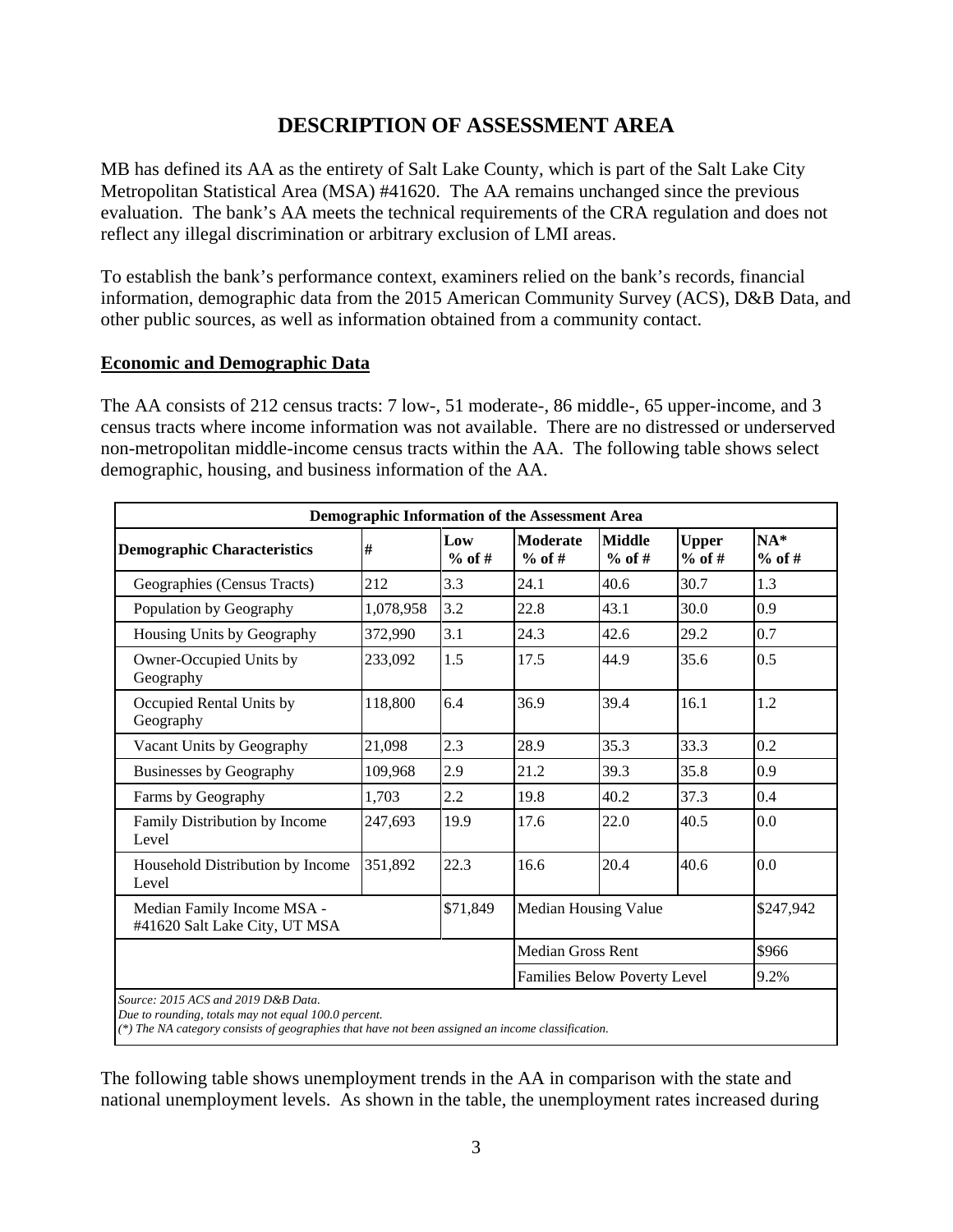# DESCRIPTION OF ASSESSMENT AREA

MB has defined its AA as the entirety of Salt Lake County, which is part of the Salt Lake City Metropolitan Statistical Area (MSA) #41620. The AA remains unchanged since the previous evaluation. The bank's AA meets the technical requirements of the CRA regulation and does not reflect any illegal discrimination or arbitrary exclusion of LMI areas.

To establish the bank's performance context, examiners relied on the bank's records, financial information, demographic data from the 2015 American Community Survey (ACS), D&B Data, and other public sources, as well as information obtained from a community contact.

**Economic and Demographic Data**

The AA consists of 212 census tracts: 7 low-, 51 moderate-, 86 middle-, 65 upper-income, and 3 census tracts where income information was not available. There are no distressed or underserved non-metropolitan middle-income census tracts within the AA. The following table shows select demographic, housing, and business information of the AA.

| Demographic Information of the Assessment Area | | | | | | |
|---|---|---|---|---|---|---|
| **Demographic Characteristics** | **#** | **Low % of #** | **Moderate % of #** | **Middle % of #** | **Upper % of #** | **NA* % of #** |
| Geographies (Census Tracts) | 212 | 3.3 | 24.1 | 40.6 | 30.7 | 1.3 |
| Population by Geography | 1,078,958 | 3.2 | 22.8 | 43.1 | 30.0 | 0.9 |
| Housing Units by Geography | 372,990 | 3.1 | 24.3 | 42.6 | 29.2 | 0.7 |
| Owner-Occupied Units by Geography | 233,092 | 1.5 | 17.5 | 44.9 | 35.6 | 0.5 |
| Occupied Rental Units by Geography | 118,800 | 6.4 | 36.9 | 39.4 | 16.1 | 1.2 |
| Vacant Units by Geography | 21,098 | 2.3 | 28.9 | 35.3 | 33.3 | 0.2 |
| Businesses by Geography | 109,968 | 2.9 | 21.2 | 39.3 | 35.8 | 0.9 |
| Farms by Geography | 1,703 | 2.2 | 19.8 | 40.2 | 37.3 | 0.4 |
| Family Distribution by Income Level | 247,693 | 19.9 | 17.6 | 22.0 | 40.5 | 0.0 |
| Household Distribution by Income Level | 351,892 | 22.3 | 16.6 | 20.4 | 40.6 | 0.0 |
| Median Family Income MSA - #41620 Salt Lake City, UT MSA | | $71,849 | Median Housing Value | | | $247,942 |
| | | | Median Gross Rent | | | $966 |
| | | | Families Below Poverty Level | | | 9.2% |

*Source: 2015 ACS and 2019 D&B Data.*
*Due to rounding, totals may not equal 100.0 percent.*
*(*) The NA category consists of geographies that have not been assigned an income classification.*

The following table shows unemployment trends in the AA in comparison with the state and national unemployment levels. As shown in the table, the unemployment rates increased during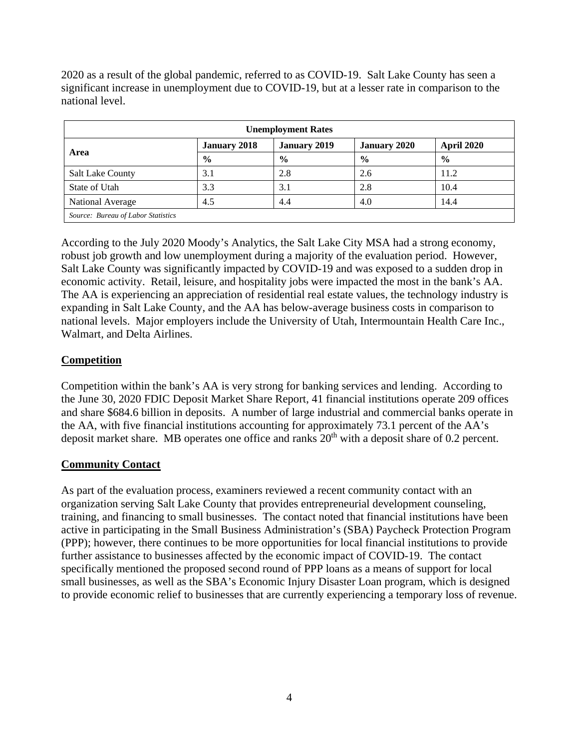2020 as a result of the global pandemic, referred to as COVID-19. Salt Lake County has seen a significant increase in unemployment due to COVID-19, but at a lesser rate in comparison to the national level.

| Unemployment Rates | | | | |
|---|---|---|---|---|
| Area | January 2018 | January 2019 | January 2020 | April 2020 |
| | % | % | % | % |
| Salt Lake County | 3.1 | 2.8 | 2.6 | 11.2 |
| State of Utah | 3.3 | 3.1 | 2.8 | 10.4 |
| National Average | 4.5 | 4.4 | 4.0 | 14.4 |
| *Source: Bureau of Labor Statistics* | | | | |

According to the July 2020 Moody's Analytics, the Salt Lake City MSA had a strong economy, robust job growth and low unemployment during a majority of the evaluation period. However, Salt Lake County was significantly impacted by COVID-19 and was exposed to a sudden drop in economic activity. Retail, leisure, and hospitality jobs were impacted the most in the bank's AA. The AA is experiencing an appreciation of residential real estate values, the technology industry is expanding in Salt Lake County, and the AA has below-average business costs in comparison to national levels. Major employers include the University of Utah, Intermountain Health Care Inc., Walmart, and Delta Airlines.

## Competition

Competition within the bank's AA is very strong for banking services and lending. According to the June 30, 2020 FDIC Deposit Market Share Report, 41 financial institutions operate 209 offices and share $684.6 billion in deposits. A number of large industrial and commercial banks operate in the AA, with five financial institutions accounting for approximately 73.1 percent of the AA's deposit market share. MB operates one office and ranks 20th with a deposit share of 0.2 percent.

## Community Contact

As part of the evaluation process, examiners reviewed a recent community contact with an organization serving Salt Lake County that provides entrepreneurial development counseling, training, and financing to small businesses. The contact noted that financial institutions have been active in participating in the Small Business Administration's (SBA) Paycheck Protection Program (PPP); however, there continues to be more opportunities for local financial institutions to provide further assistance to businesses affected by the economic impact of COVID-19. The contact specifically mentioned the proposed second round of PPP loans as a means of support for local small businesses, as well as the SBA's Economic Injury Disaster Loan program, which is designed to provide economic relief to businesses that are currently experiencing a temporary loss of revenue.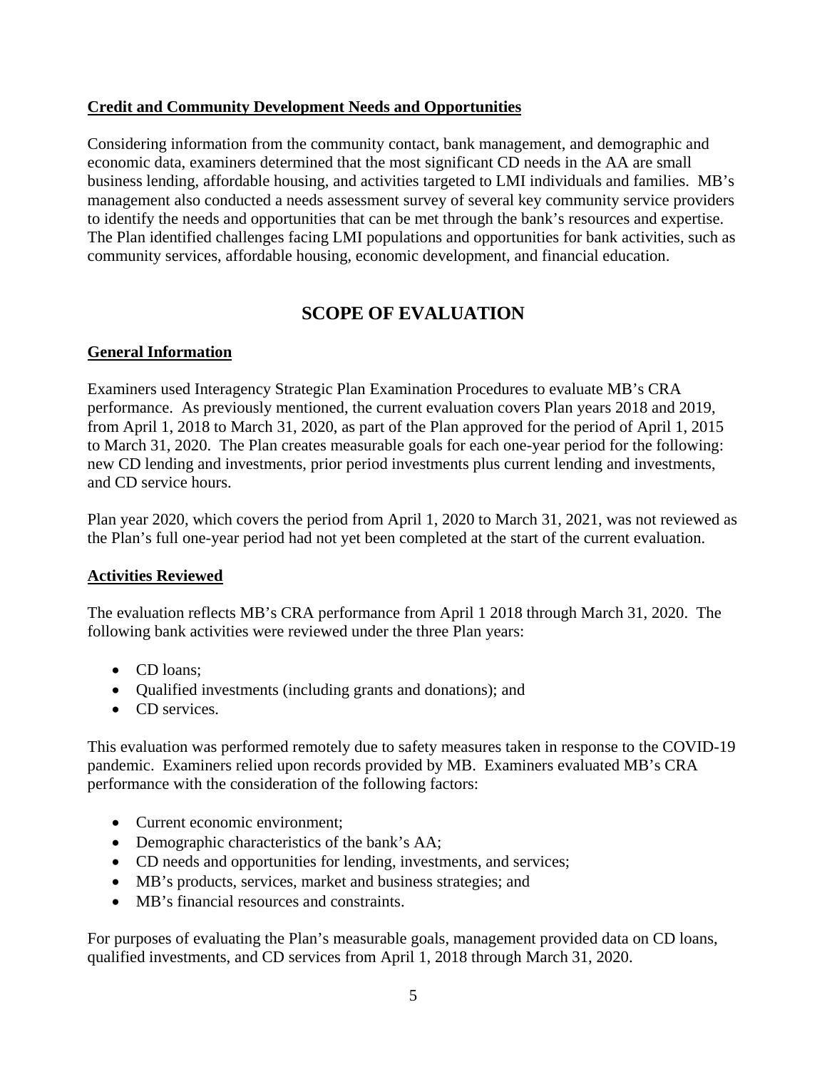**Credit and Community Development Needs and Opportunities**

Considering information from the community contact, bank management, and demographic and economic data, examiners determined that the most significant CD needs in the AA are small business lending, affordable housing, and activities targeted to LMI individuals and families. MB's management also conducted a needs assessment survey of several key community service providers to identify the needs and opportunities that can be met through the bank's resources and expertise. The Plan identified challenges facing LMI populations and opportunities for bank activities, such as community services, affordable housing, economic development, and financial education.

# SCOPE OF EVALUATION

**General Information**

Examiners used Interagency Strategic Plan Examination Procedures to evaluate MB's CRA performance. As previously mentioned, the current evaluation covers Plan years 2018 and 2019, from April 1, 2018 to March 31, 2020, as part of the Plan approved for the period of April 1, 2015 to March 31, 2020. The Plan creates measurable goals for each one-year period for the following: new CD lending and investments, prior period investments plus current lending and investments, and CD service hours.

Plan year 2020, which covers the period from April 1, 2020 to March 31, 2021, was not reviewed as the Plan's full one-year period had not yet been completed at the start of the current evaluation.

**Activities Reviewed**

The evaluation reflects MB's CRA performance from April 1 2018 through March 31, 2020. The following bank activities were reviewed under the three Plan years:

- CD loans;
- Qualified investments (including grants and donations); and
- CD services.

This evaluation was performed remotely due to safety measures taken in response to the COVID-19 pandemic. Examiners relied upon records provided by MB. Examiners evaluated MB's CRA performance with the consideration of the following factors:

- Current economic environment;
- Demographic characteristics of the bank's AA;
- CD needs and opportunities for lending, investments, and services;
- MB's products, services, market and business strategies; and
- MB's financial resources and constraints.

For purposes of evaluating the Plan's measurable goals, management provided data on CD loans, qualified investments, and CD services from April 1, 2018 through March 31, 2020.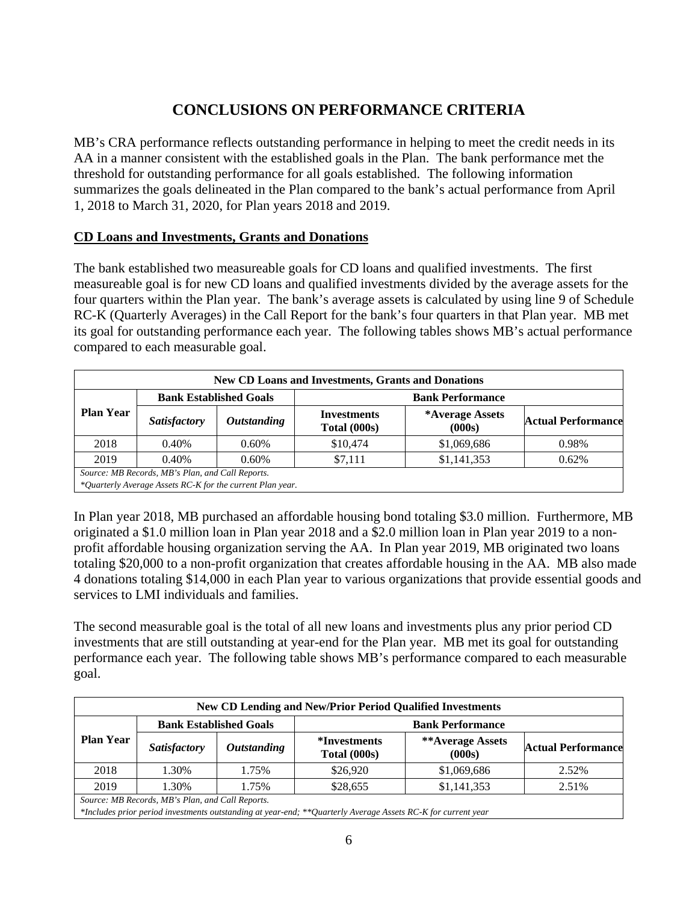# CONCLUSIONS ON PERFORMANCE CRITERIA

MB's CRA performance reflects outstanding performance in helping to meet the credit needs in its AA in a manner consistent with the established goals in the Plan. The bank performance met the threshold for outstanding performance for all goals established. The following information summarizes the goals delineated in the Plan compared to the bank's actual performance from April 1, 2018 to March 31, 2020, for Plan years 2018 and 2019.

## CD Loans and Investments, Grants and Donations

The bank established two measureable goals for CD loans and qualified investments. The first measureable goal is for new CD loans and qualified investments divided by the average assets for the four quarters within the Plan year. The bank's average assets is calculated by using line 9 of Schedule RC-K (Quarterly Averages) in the Call Report for the bank's four quarters in that Plan year. MB met its goal for outstanding performance each year. The following tables shows MB's actual performance compared to each measurable goal.

| New CD Loans and Investments, Grants and Donations | | | | | |
|---|---|---|---|---|---|
| **Plan Year** | **Bank Established Goals** | | **Bank Performance** | | |
| | *Satisfactory* | *Outstanding* | **Investments Total (000s)** | ***Average Assets (000s)** | **Actual Performance** |
| 2018 | 0.40% | 0.60% | $10,474 | $1,069,686 | 0.98% |
| 2019 | 0.40% | 0.60% | $7,111 | $1,141,353 | 0.62% |

*Source: MB Records, MB's Plan, and Call Reports.*
*\*Quarterly Average Assets RC-K for the current Plan year.*

In Plan year 2018, MB purchased an affordable housing bond totaling $3.0 million. Furthermore, MB originated a $1.0 million loan in Plan year 2018 and a $2.0 million loan in Plan year 2019 to a non-profit affordable housing organization serving the AA. In Plan year 2019, MB originated two loans totaling $20,000 to a non-profit organization that creates affordable housing in the AA. MB also made 4 donations totaling $14,000 in each Plan year to various organizations that provide essential goods and services to LMI individuals and families.

The second measurable goal is the total of all new loans and investments plus any prior period CD investments that are still outstanding at year-end for the Plan year. MB met its goal for outstanding performance each year. The following table shows MB's performance compared to each measurable goal.

| New CD Lending and New/Prior Period Qualified Investments | | | | | |
|---|---|---|---|---|---|
| **Plan Year** | **Bank Established Goals** | | **Bank Performance** | | |
| | *Satisfactory* | *Outstanding* | ***Investments Total (000s)** | ****Average Assets (000s)** | **Actual Performance** |
| 2018 | 1.30% | 1.75% | $26,920 | $1,069,686 | 2.52% |
| 2019 | 1.30% | 1.75% | $28,655 | $1,141,353 | 2.51% |

*Source: MB Records, MB's Plan, and Call Reports.*
*\*Includes prior period investments outstanding at year-end; \*\*Quarterly Average Assets RC-K for current year*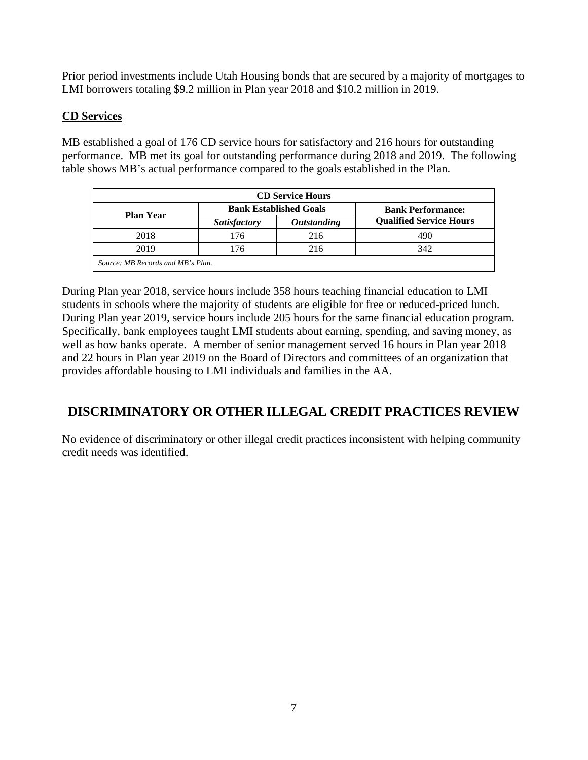Prior period investments include Utah Housing bonds that are secured by a majority of mortgages to LMI borrowers totaling $9.2 million in Plan year 2018 and $10.2 million in 2019.

**CD Services**

MB established a goal of 176 CD service hours for satisfactory and 216 hours for outstanding performance. MB met its goal for outstanding performance during 2018 and 2019. The following table shows MB's actual performance compared to the goals established in the Plan.

| CD Service Hours | | | |
|---|---|---|---|
| **Plan Year** | **Bank Established Goals** | | **Bank Performance: Qualified Service Hours** |
| | ***Satisfactory*** | ***Outstanding*** | |
| 2018 | 176 | 216 | 490 |
| 2019 | 176 | 216 | 342 |
| *Source: MB Records and MB's Plan.* | | | |

During Plan year 2018, service hours include 358 hours teaching financial education to LMI students in schools where the majority of students are eligible for free or reduced-priced lunch. During Plan year 2019, service hours include 205 hours for the same financial education program. Specifically, bank employees taught LMI students about earning, spending, and saving money, as well as how banks operate. A member of senior management served 16 hours in Plan year 2018 and 22 hours in Plan year 2019 on the Board of Directors and committees of an organization that provides affordable housing to LMI individuals and families in the AA.

## DISCRIMINATORY OR OTHER ILLEGAL CREDIT PRACTICES REVIEW

No evidence of discriminatory or other illegal credit practices inconsistent with helping community credit needs was identified.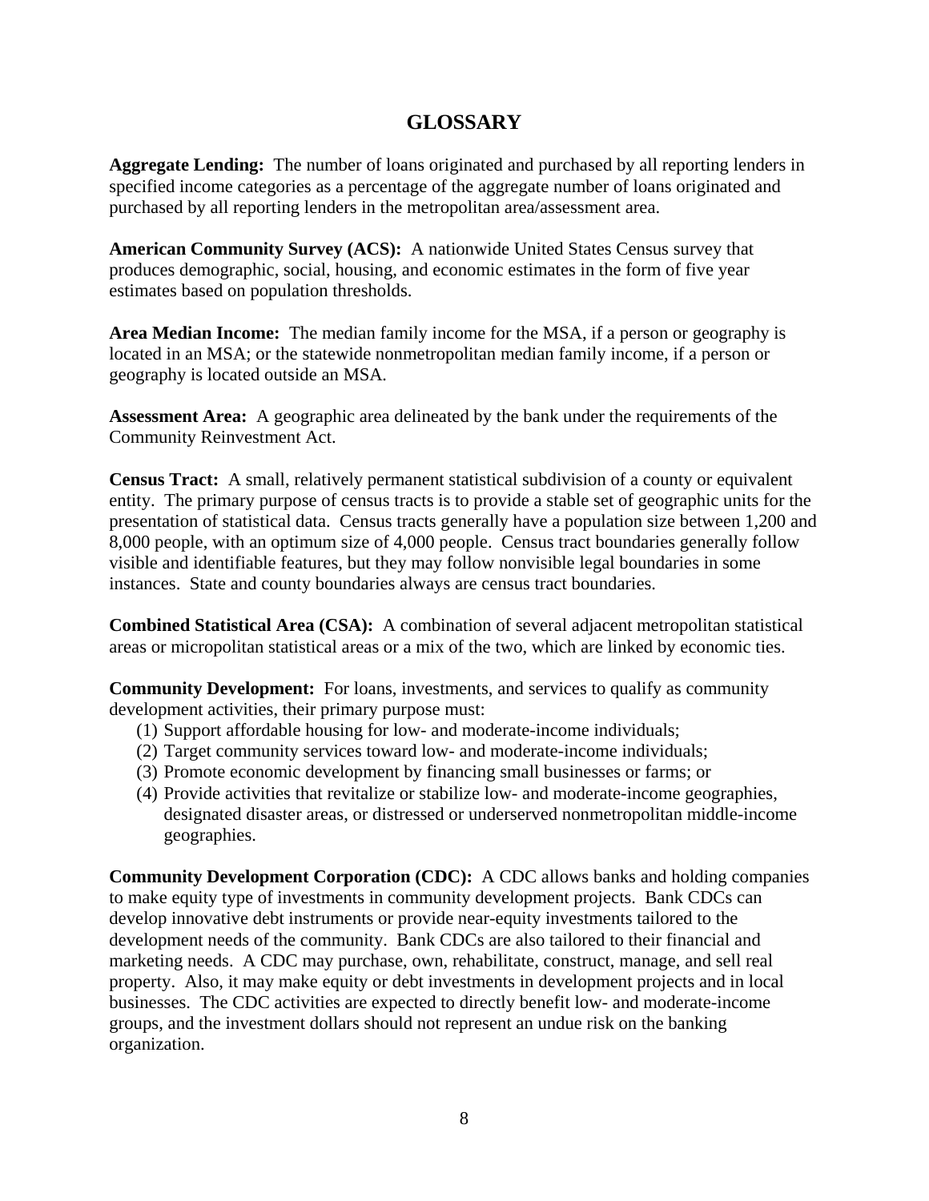# GLOSSARY

**Aggregate Lending:** The number of loans originated and purchased by all reporting lenders in specified income categories as a percentage of the aggregate number of loans originated and purchased by all reporting lenders in the metropolitan area/assessment area.

**American Community Survey (ACS):** A nationwide United States Census survey that produces demographic, social, housing, and economic estimates in the form of five year estimates based on population thresholds.

**Area Median Income:** The median family income for the MSA, if a person or geography is located in an MSA; or the statewide nonmetropolitan median family income, if a person or geography is located outside an MSA.

**Assessment Area:** A geographic area delineated by the bank under the requirements of the Community Reinvestment Act.

**Census Tract:** A small, relatively permanent statistical subdivision of a county or equivalent entity. The primary purpose of census tracts is to provide a stable set of geographic units for the presentation of statistical data. Census tracts generally have a population size between 1,200 and 8,000 people, with an optimum size of 4,000 people. Census tract boundaries generally follow visible and identifiable features, but they may follow nonvisible legal boundaries in some instances. State and county boundaries always are census tract boundaries.

**Combined Statistical Area (CSA):** A combination of several adjacent metropolitan statistical areas or micropolitan statistical areas or a mix of the two, which are linked by economic ties.

**Community Development:** For loans, investments, and services to qualify as community development activities, their primary purpose must:

1. Support affordable housing for low- and moderate-income individuals;
2. Target community services toward low- and moderate-income individuals;
3. Promote economic development by financing small businesses or farms; or
4. Provide activities that revitalize or stabilize low- and moderate-income geographies, designated disaster areas, or distressed or underserved nonmetropolitan middle-income geographies.

**Community Development Corporation (CDC):** A CDC allows banks and holding companies to make equity type of investments in community development projects. Bank CDCs can develop innovative debt instruments or provide near-equity investments tailored to the development needs of the community. Bank CDCs are also tailored to their financial and marketing needs. A CDC may purchase, own, rehabilitate, construct, manage, and sell real property. Also, it may make equity or debt investments in development projects and in local businesses. The CDC activities are expected to directly benefit low- and moderate-income groups, and the investment dollars should not represent an undue risk on the banking organization.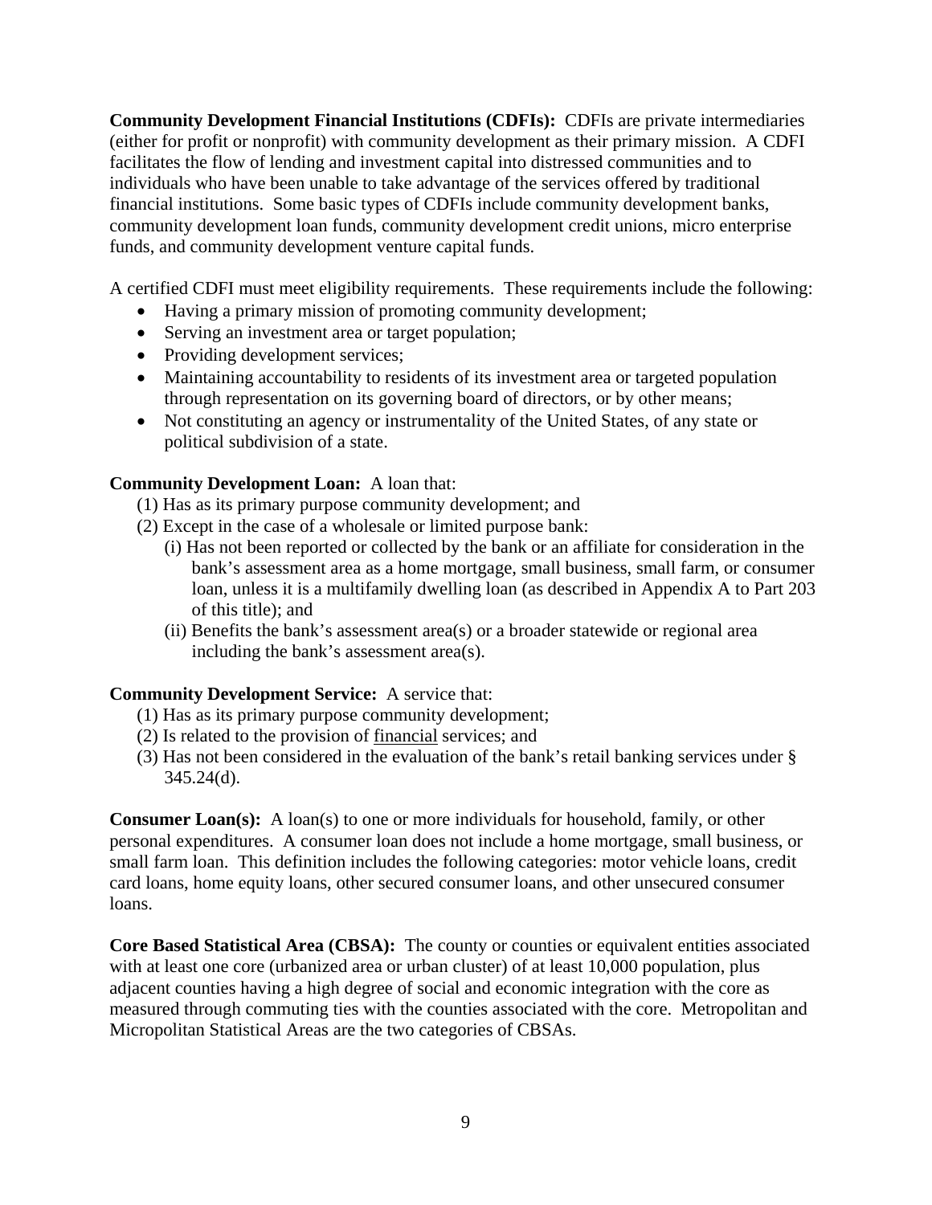**Community Development Financial Institutions (CDFIs):** CDFIs are private intermediaries (either for profit or nonprofit) with community development as their primary mission. A CDFI facilitates the flow of lending and investment capital into distressed communities and to individuals who have been unable to take advantage of the services offered by traditional financial institutions. Some basic types of CDFIs include community development banks, community development loan funds, community development credit unions, micro enterprise funds, and community development venture capital funds.

A certified CDFI must meet eligibility requirements. These requirements include the following:

- Having a primary mission of promoting community development;
- Serving an investment area or target population;
- Providing development services;
- Maintaining accountability to residents of its investment area or targeted population through representation on its governing board of directors, or by other means;
- Not constituting an agency or instrumentality of the United States, of any state or political subdivision of a state.

**Community Development Loan:** A loan that:

(1) Has as its primary purpose community development; and

(2) Except in the case of a wholesale or limited purpose bank:

(i) Has not been reported or collected by the bank or an affiliate for consideration in the bank's assessment area as a home mortgage, small business, small farm, or consumer loan, unless it is a multifamily dwelling loan (as described in Appendix A to Part 203 of this title); and

(ii) Benefits the bank's assessment area(s) or a broader statewide or regional area including the bank's assessment area(s).

**Community Development Service:** A service that:

(1) Has as its primary purpose community development;

(2) Is related to the provision of <u>financial</u> services; and

(3) Has not been considered in the evaluation of the bank's retail banking services under § 345.24(d).

**Consumer Loan(s):** A loan(s) to one or more individuals for household, family, or other personal expenditures. A consumer loan does not include a home mortgage, small business, or small farm loan. This definition includes the following categories: motor vehicle loans, credit card loans, home equity loans, other secured consumer loans, and other unsecured consumer loans.

**Core Based Statistical Area (CBSA):** The county or counties or equivalent entities associated with at least one core (urbanized area or urban cluster) of at least 10,000 population, plus adjacent counties having a high degree of social and economic integration with the core as measured through commuting ties with the counties associated with the core. Metropolitan and Micropolitan Statistical Areas are the two categories of CBSAs.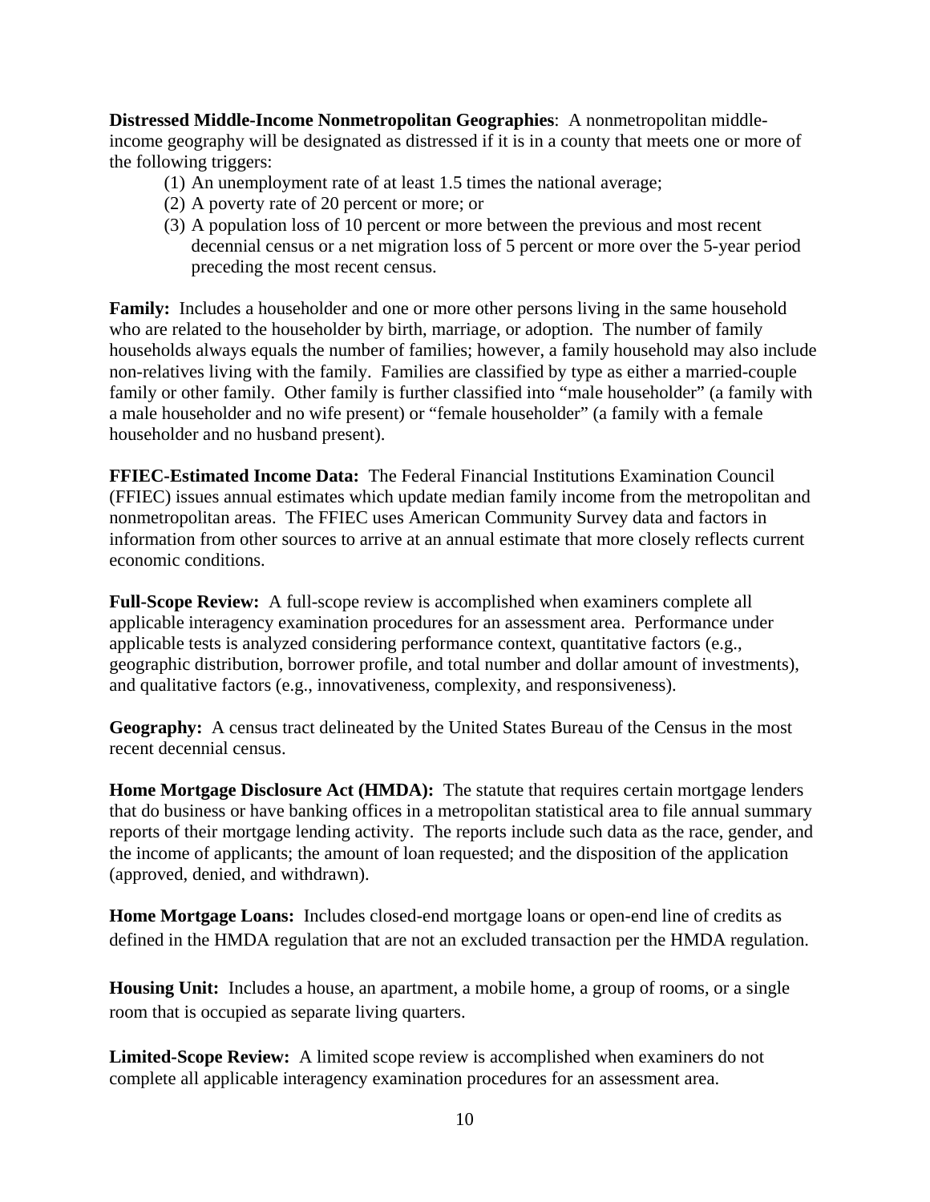**Distressed Middle-Income Nonmetropolitan Geographies**: A nonmetropolitan middle-income geography will be designated as distressed if it is in a county that meets one or more of the following triggers:

1. An unemployment rate of at least 1.5 times the national average;
2. A poverty rate of 20 percent or more; or
3. A population loss of 10 percent or more between the previous and most recent decennial census or a net migration loss of 5 percent or more over the 5-year period preceding the most recent census.

**Family:** Includes a householder and one or more other persons living in the same household who are related to the householder by birth, marriage, or adoption. The number of family households always equals the number of families; however, a family household may also include non-relatives living with the family. Families are classified by type as either a married-couple family or other family. Other family is further classified into "male householder" (a family with a male householder and no wife present) or "female householder" (a family with a female householder and no husband present).

**FFIEC-Estimated Income Data:** The Federal Financial Institutions Examination Council (FFIEC) issues annual estimates which update median family income from the metropolitan and nonmetropolitan areas. The FFIEC uses American Community Survey data and factors in information from other sources to arrive at an annual estimate that more closely reflects current economic conditions.

**Full-Scope Review:** A full-scope review is accomplished when examiners complete all applicable interagency examination procedures for an assessment area. Performance under applicable tests is analyzed considering performance context, quantitative factors (e.g., geographic distribution, borrower profile, and total number and dollar amount of investments), and qualitative factors (e.g., innovativeness, complexity, and responsiveness).

**Geography:** A census tract delineated by the United States Bureau of the Census in the most recent decennial census.

**Home Mortgage Disclosure Act (HMDA):** The statute that requires certain mortgage lenders that do business or have banking offices in a metropolitan statistical area to file annual summary reports of their mortgage lending activity. The reports include such data as the race, gender, and the income of applicants; the amount of loan requested; and the disposition of the application (approved, denied, and withdrawn).

**Home Mortgage Loans:** Includes closed-end mortgage loans or open-end line of credits as defined in the HMDA regulation that are not an excluded transaction per the HMDA regulation.

**Housing Unit:** Includes a house, an apartment, a mobile home, a group of rooms, or a single room that is occupied as separate living quarters.

**Limited-Scope Review:** A limited scope review is accomplished when examiners do not complete all applicable interagency examination procedures for an assessment area.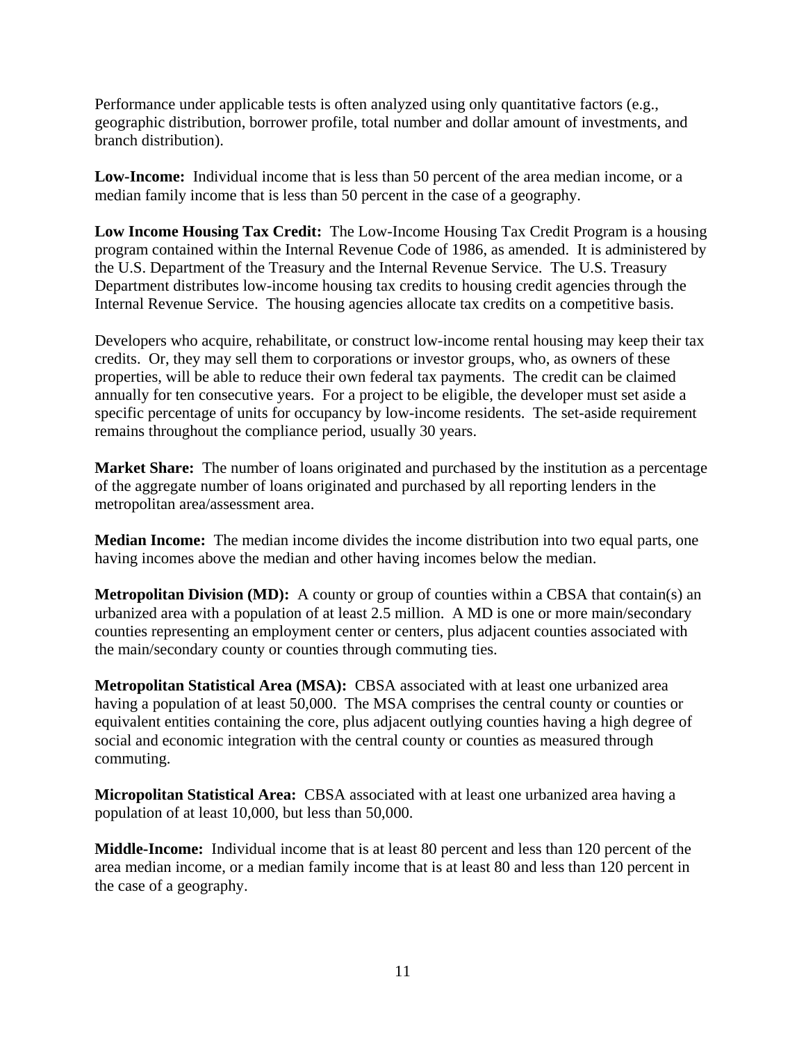Performance under applicable tests is often analyzed using only quantitative factors (e.g., geographic distribution, borrower profile, total number and dollar amount of investments, and branch distribution).

**Low-Income:** Individual income that is less than 50 percent of the area median income, or a median family income that is less than 50 percent in the case of a geography.

**Low Income Housing Tax Credit:** The Low-Income Housing Tax Credit Program is a housing program contained within the Internal Revenue Code of 1986, as amended. It is administered by the U.S. Department of the Treasury and the Internal Revenue Service. The U.S. Treasury Department distributes low-income housing tax credits to housing credit agencies through the Internal Revenue Service. The housing agencies allocate tax credits on a competitive basis.

Developers who acquire, rehabilitate, or construct low-income rental housing may keep their tax credits. Or, they may sell them to corporations or investor groups, who, as owners of these properties, will be able to reduce their own federal tax payments. The credit can be claimed annually for ten consecutive years. For a project to be eligible, the developer must set aside a specific percentage of units for occupancy by low-income residents. The set-aside requirement remains throughout the compliance period, usually 30 years.

**Market Share:** The number of loans originated and purchased by the institution as a percentage of the aggregate number of loans originated and purchased by all reporting lenders in the metropolitan area/assessment area.

**Median Income:** The median income divides the income distribution into two equal parts, one having incomes above the median and other having incomes below the median.

**Metropolitan Division (MD):** A county or group of counties within a CBSA that contain(s) an urbanized area with a population of at least 2.5 million. A MD is one or more main/secondary counties representing an employment center or centers, plus adjacent counties associated with the main/secondary county or counties through commuting ties.

**Metropolitan Statistical Area (MSA):** CBSA associated with at least one urbanized area having a population of at least 50,000. The MSA comprises the central county or counties or equivalent entities containing the core, plus adjacent outlying counties having a high degree of social and economic integration with the central county or counties as measured through commuting.

**Micropolitan Statistical Area:** CBSA associated with at least one urbanized area having a population of at least 10,000, but less than 50,000.

**Middle-Income:** Individual income that is at least 80 percent and less than 120 percent of the area median income, or a median family income that is at least 80 and less than 120 percent in the case of a geography.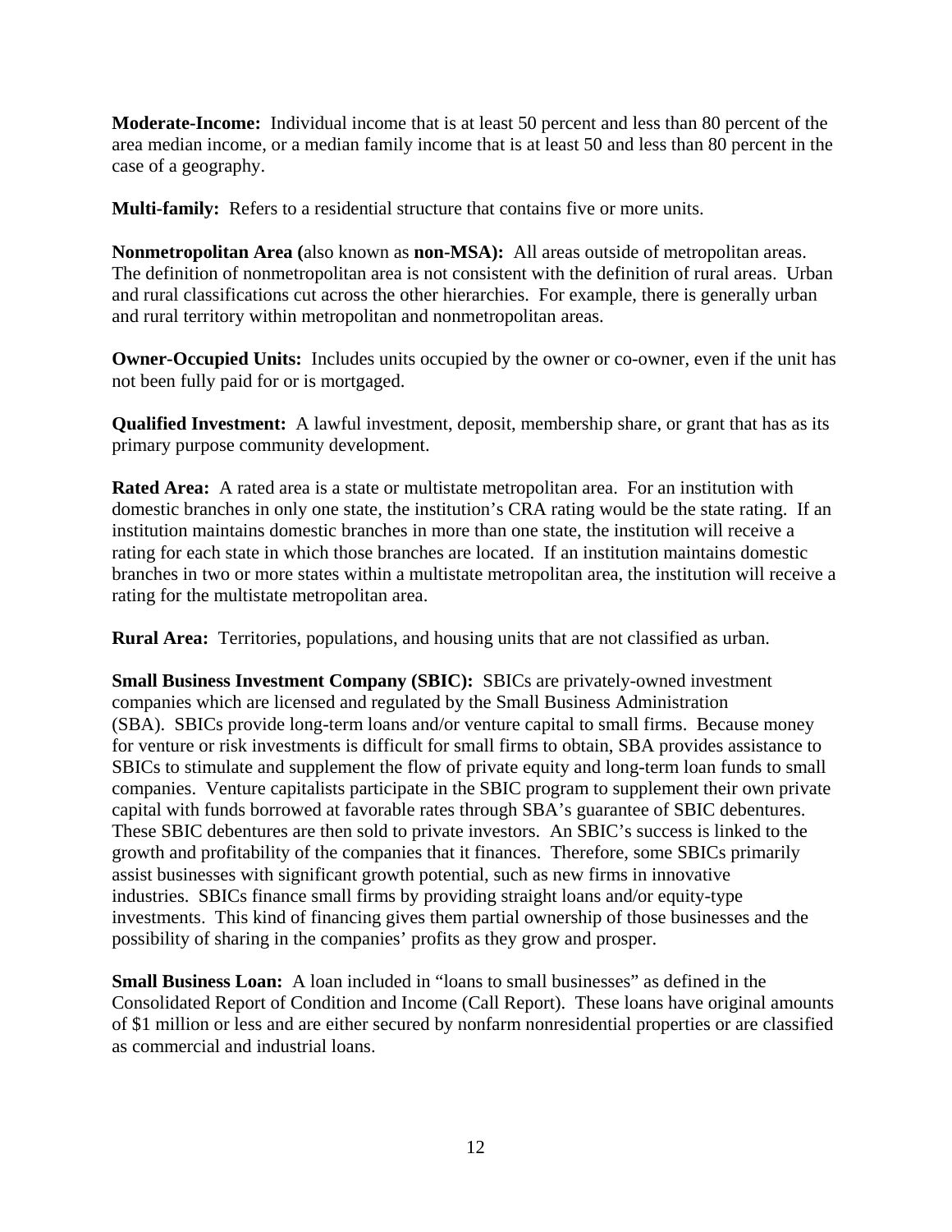**Moderate-Income:** Individual income that is at least 50 percent and less than 80 percent of the area median income, or a median family income that is at least 50 and less than 80 percent in the case of a geography.

**Multi-family:** Refers to a residential structure that contains five or more units.

**Nonmetropolitan Area (**also known as **non-MSA):** All areas outside of metropolitan areas. The definition of nonmetropolitan area is not consistent with the definition of rural areas. Urban and rural classifications cut across the other hierarchies. For example, there is generally urban and rural territory within metropolitan and nonmetropolitan areas.

**Owner-Occupied Units:** Includes units occupied by the owner or co-owner, even if the unit has not been fully paid for or is mortgaged.

**Qualified Investment:** A lawful investment, deposit, membership share, or grant that has as its primary purpose community development.

**Rated Area:** A rated area is a state or multistate metropolitan area. For an institution with domestic branches in only one state, the institution's CRA rating would be the state rating. If an institution maintains domestic branches in more than one state, the institution will receive a rating for each state in which those branches are located. If an institution maintains domestic branches in two or more states within a multistate metropolitan area, the institution will receive a rating for the multistate metropolitan area.

**Rural Area:** Territories, populations, and housing units that are not classified as urban.

**Small Business Investment Company (SBIC):** SBICs are privately-owned investment companies which are licensed and regulated by the Small Business Administration (SBA). SBICs provide long-term loans and/or venture capital to small firms. Because money for venture or risk investments is difficult for small firms to obtain, SBA provides assistance to SBICs to stimulate and supplement the flow of private equity and long-term loan funds to small companies. Venture capitalists participate in the SBIC program to supplement their own private capital with funds borrowed at favorable rates through SBA's guarantee of SBIC debentures. These SBIC debentures are then sold to private investors. An SBIC's success is linked to the growth and profitability of the companies that it finances. Therefore, some SBICs primarily assist businesses with significant growth potential, such as new firms in innovative industries. SBICs finance small firms by providing straight loans and/or equity-type investments. This kind of financing gives them partial ownership of those businesses and the possibility of sharing in the companies' profits as they grow and prosper.

**Small Business Loan:** A loan included in "loans to small businesses" as defined in the Consolidated Report of Condition and Income (Call Report). These loans have original amounts of $1 million or less and are either secured by nonfarm nonresidential properties or are classified as commercial and industrial loans.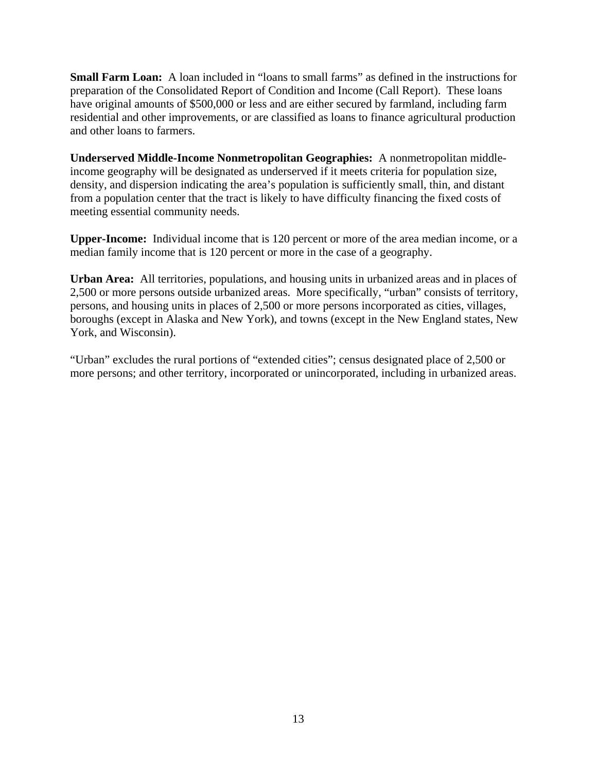**Small Farm Loan:** A loan included in "loans to small farms" as defined in the instructions for preparation of the Consolidated Report of Condition and Income (Call Report). These loans have original amounts of $500,000 or less and are either secured by farmland, including farm residential and other improvements, or are classified as loans to finance agricultural production and other loans to farmers.

**Underserved Middle-Income Nonmetropolitan Geographies:** A nonmetropolitan middle-income geography will be designated as underserved if it meets criteria for population size, density, and dispersion indicating the area's population is sufficiently small, thin, and distant from a population center that the tract is likely to have difficulty financing the fixed costs of meeting essential community needs.

**Upper-Income:** Individual income that is 120 percent or more of the area median income, or a median family income that is 120 percent or more in the case of a geography.

**Urban Area:** All territories, populations, and housing units in urbanized areas and in places of 2,500 or more persons outside urbanized areas. More specifically, "urban" consists of territory, persons, and housing units in places of 2,500 or more persons incorporated as cities, villages, boroughs (except in Alaska and New York), and towns (except in the New England states, New York, and Wisconsin).

"Urban" excludes the rural portions of "extended cities"; census designated place of 2,500 or more persons; and other territory, incorporated or unincorporated, including in urbanized areas.